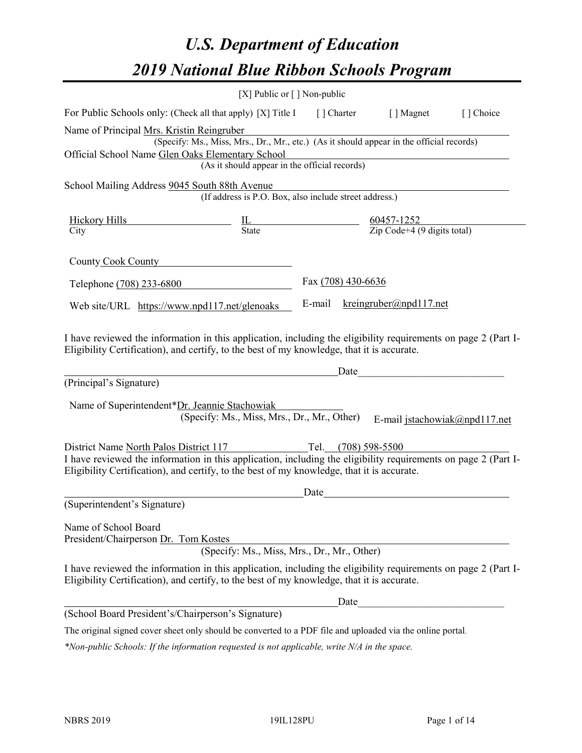# U.S. Department of Education

# 2019 National Blue Ribbon Schools Program

[X] Public or [ ] Non-public

For Public Schools only: (Check all that apply) [X] Title I [ ] Charter [ ] Magnet [ ] Choice

Name of Principal Mrs. Kristin Reingruber
(Specify: Ms., Miss, Mrs., Dr., Mr., etc.) (As it should appear in the official records)

Official School Name Glen Oaks Elementary School
(As it should appear in the official records)

School Mailing Address 9045 South 88th Avenue
(If address is P.O. Box, also include street address.)

| City | State | Zip Code+4 (9 digits total) |
|---|---|---|
| Hickory Hills | IL | 60457-1252 |

County Cook County

Telephone (708) 233-6800 Fax (708) 430-6636

Web site/URL https://www.npd117.net/glenoaks E-mail kreingruber@npd117.net

I have reviewed the information in this application, including the eligibility requirements on page 2 (Part I-Eligibility Certification), and certify, to the best of my knowledge, that it is accurate.

_______________________________________________ Date___________________________

(Principal's Signature)

Name of Superintendent* Dr. Jeannie Stachowiak
(Specify: Ms., Miss, Mrs., Dr., Mr., Other) E-mail jstachowiak@npd117.net

District Name North Palos District 117 Tel. (708) 598-5500

I have reviewed the information in this application, including the eligibility requirements on page 2 (Part I-Eligibility Certification), and certify, to the best of my knowledge, that it is accurate.

_______________________________________________ Date___________________________

(Superintendent's Signature)

Name of School Board
President/Chairperson Dr. Tom Kostes
(Specify: Ms., Miss, Mrs., Dr., Mr., Other)

I have reviewed the information in this application, including the eligibility requirements on page 2 (Part I-Eligibility Certification), and certify, to the best of my knowledge, that it is accurate.

_______________________________________________ Date___________________________

(School Board President's/Chairperson's Signature)

The original signed cover sheet only should be converted to a PDF file and uploaded via the online portal.

*\*Non-public Schools: If the information requested is not applicable, write N/A in the space.*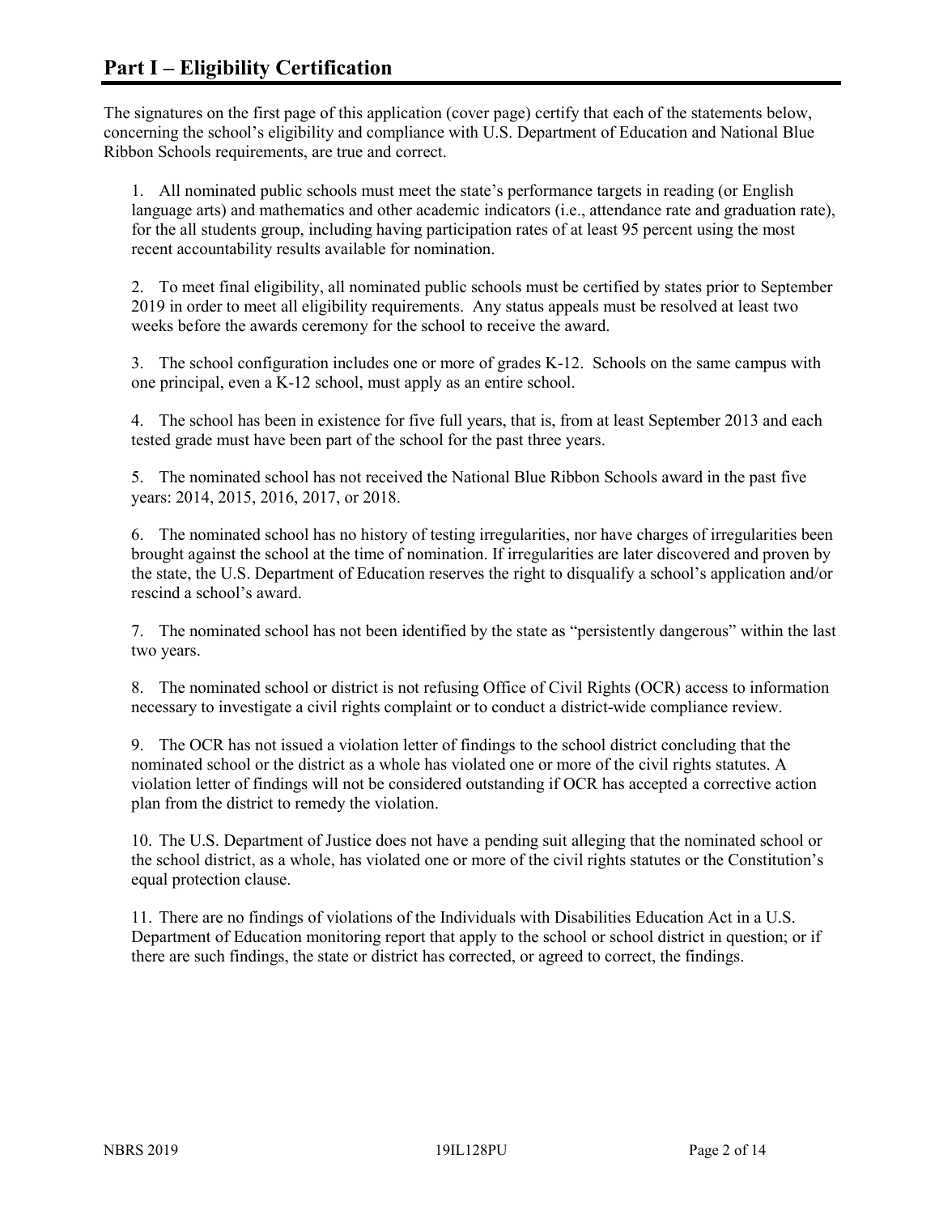# Part I – Eligibility Certification

The signatures on the first page of this application (cover page) certify that each of the statements below, concerning the school's eligibility and compliance with U.S. Department of Education and National Blue Ribbon Schools requirements, are true and correct.

1. All nominated public schools must meet the state's performance targets in reading (or English language arts) and mathematics and other academic indicators (i.e., attendance rate and graduation rate), for the all students group, including having participation rates of at least 95 percent using the most recent accountability results available for nomination.

2. To meet final eligibility, all nominated public schools must be certified by states prior to September 2019 in order to meet all eligibility requirements. Any status appeals must be resolved at least two weeks before the awards ceremony for the school to receive the award.

3. The school configuration includes one or more of grades K-12. Schools on the same campus with one principal, even a K-12 school, must apply as an entire school.

4. The school has been in existence for five full years, that is, from at least September 2013 and each tested grade must have been part of the school for the past three years.

5. The nominated school has not received the National Blue Ribbon Schools award in the past five years: 2014, 2015, 2016, 2017, or 2018.

6. The nominated school has no history of testing irregularities, nor have charges of irregularities been brought against the school at the time of nomination. If irregularities are later discovered and proven by the state, the U.S. Department of Education reserves the right to disqualify a school's application and/or rescind a school's award.

7. The nominated school has not been identified by the state as "persistently dangerous" within the last two years.

8. The nominated school or district is not refusing Office of Civil Rights (OCR) access to information necessary to investigate a civil rights complaint or to conduct a district-wide compliance review.

9. The OCR has not issued a violation letter of findings to the school district concluding that the nominated school or the district as a whole has violated one or more of the civil rights statutes. A violation letter of findings will not be considered outstanding if OCR has accepted a corrective action plan from the district to remedy the violation.

10. The U.S. Department of Justice does not have a pending suit alleging that the nominated school or the school district, as a whole, has violated one or more of the civil rights statutes or the Constitution's equal protection clause.

11. There are no findings of violations of the Individuals with Disabilities Education Act in a U.S. Department of Education monitoring report that apply to the school or school district in question; or if there are such findings, the state or district has corrected, or agreed to correct, the findings.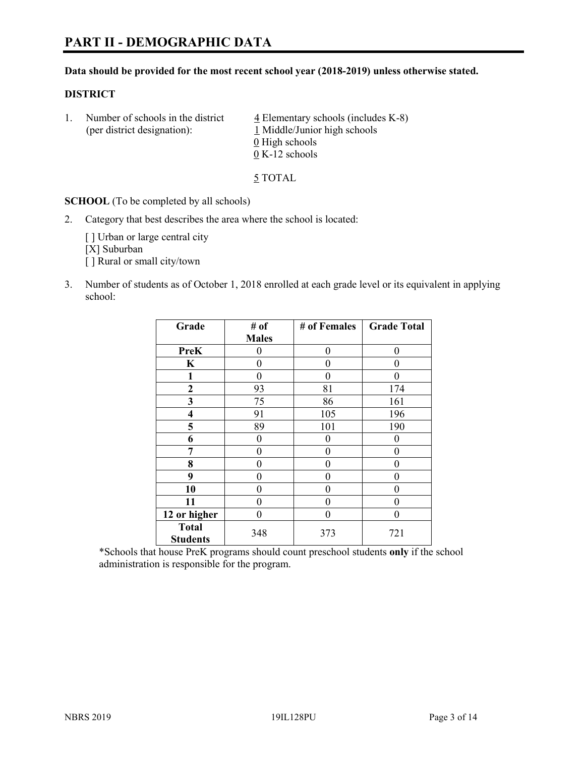# PART II - DEMOGRAPHIC DATA

**Data should be provided for the most recent school year (2018-2019) unless otherwise stated.**

**DISTRICT**

1. Number of schools in the district (per district designation):
   4 Elementary schools (includes K-8)
   1 Middle/Junior high schools
   0 High schools
   0 K-12 schools

   5 TOTAL

**SCHOOL** (To be completed by all schools)

2. Category that best describes the area where the school is located:

   [ ] Urban or large central city
   [X] Suburban
   [ ] Rural or small city/town

3. Number of students as of October 1, 2018 enrolled at each grade level or its equivalent in applying school:

| Grade | # of Males | # of Females | Grade Total |
|---|---|---|---|
| **PreK** | 0 | 0 | 0 |
| **K** | 0 | 0 | 0 |
| **1** | 0 | 0 | 0 |
| **2** | 93 | 81 | 174 |
| **3** | 75 | 86 | 161 |
| **4** | 91 | 105 | 196 |
| **5** | 89 | 101 | 190 |
| **6** | 0 | 0 | 0 |
| **7** | 0 | 0 | 0 |
| **8** | 0 | 0 | 0 |
| **9** | 0 | 0 | 0 |
| **10** | 0 | 0 | 0 |
| **11** | 0 | 0 | 0 |
| **12 or higher** | 0 | 0 | 0 |
| **Total Students** | 348 | 373 | 721 |

*Schools that house PreK programs should count preschool students **only** if the school administration is responsible for the program.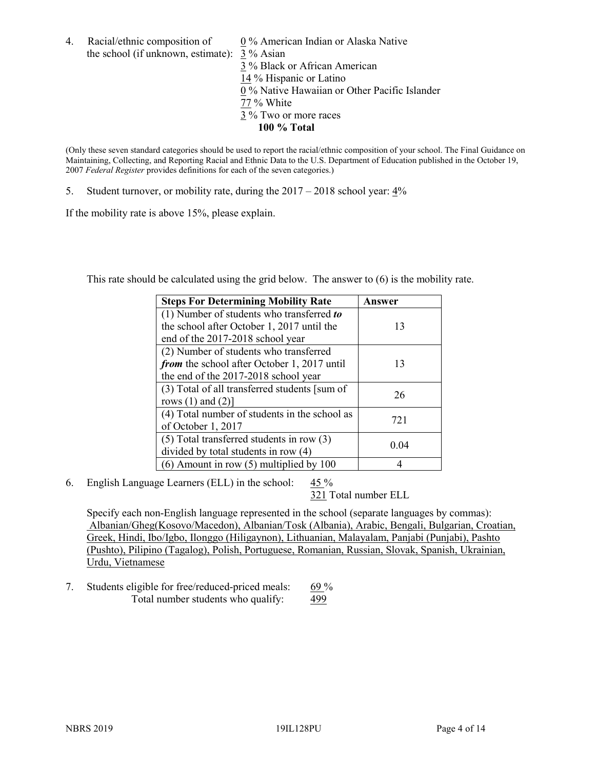4. Racial/ethnic composition of the school (if unknown, estimate):

   0 % American Indian or Alaska Native
   3 % Asian
   3 % Black or African American
   14 % Hispanic or Latino
   0 % Native Hawaiian or Other Pacific Islander
   77 % White
   3 % Two or more races
   **100 % Total**

(Only these seven standard categories should be used to report the racial/ethnic composition of your school. The Final Guidance on Maintaining, Collecting, and Reporting Racial and Ethnic Data to the U.S. Department of Education published in the October 19, 2007 *Federal Register* provides definitions for each of the seven categories.)

5. Student turnover, or mobility rate, during the 2017 – 2018 school year: 4%

If the mobility rate is above 15%, please explain.

This rate should be calculated using the grid below. The answer to (6) is the mobility rate.

| **Steps For Determining Mobility Rate** | **Answer** |
|---|---|
| (1) Number of students who transferred ***to*** the school after October 1, 2017 until the end of the 2017-2018 school year | 13 |
| (2) Number of students who transferred ***from*** the school after October 1, 2017 until the end of the 2017-2018 school year | 13 |
| (3) Total of all transferred students [sum of rows (1) and (2)] | 26 |
| (4) Total number of students in the school as of October 1, 2017 | 721 |
| (5) Total transferred students in row (3) divided by total students in row (4) | 0.04 |
| (6) Amount in row (5) multiplied by 100 | 4 |

6. English Language Learners (ELL) in the school: 45 %
   321 Total number ELL

   Specify each non-English language represented in the school (separate languages by commas): Albanian/Gheg(Kosovo/Macedon), Albanian/Tosk (Albania), Arabic, Bengali, Bulgarian, Croatian, Greek, Hindi, Ibo/Igbo, Ilonggo (Hiligaynon), Lithuanian, Malayalam, Panjabi (Punjabi), Pashto (Pushto), Pilipino (Tagalog), Polish, Portuguese, Romanian, Russian, Slovak, Spanish, Ukrainian, Urdu, Vietnamese

7. Students eligible for free/reduced-priced meals: 69 %
   Total number students who qualify: 499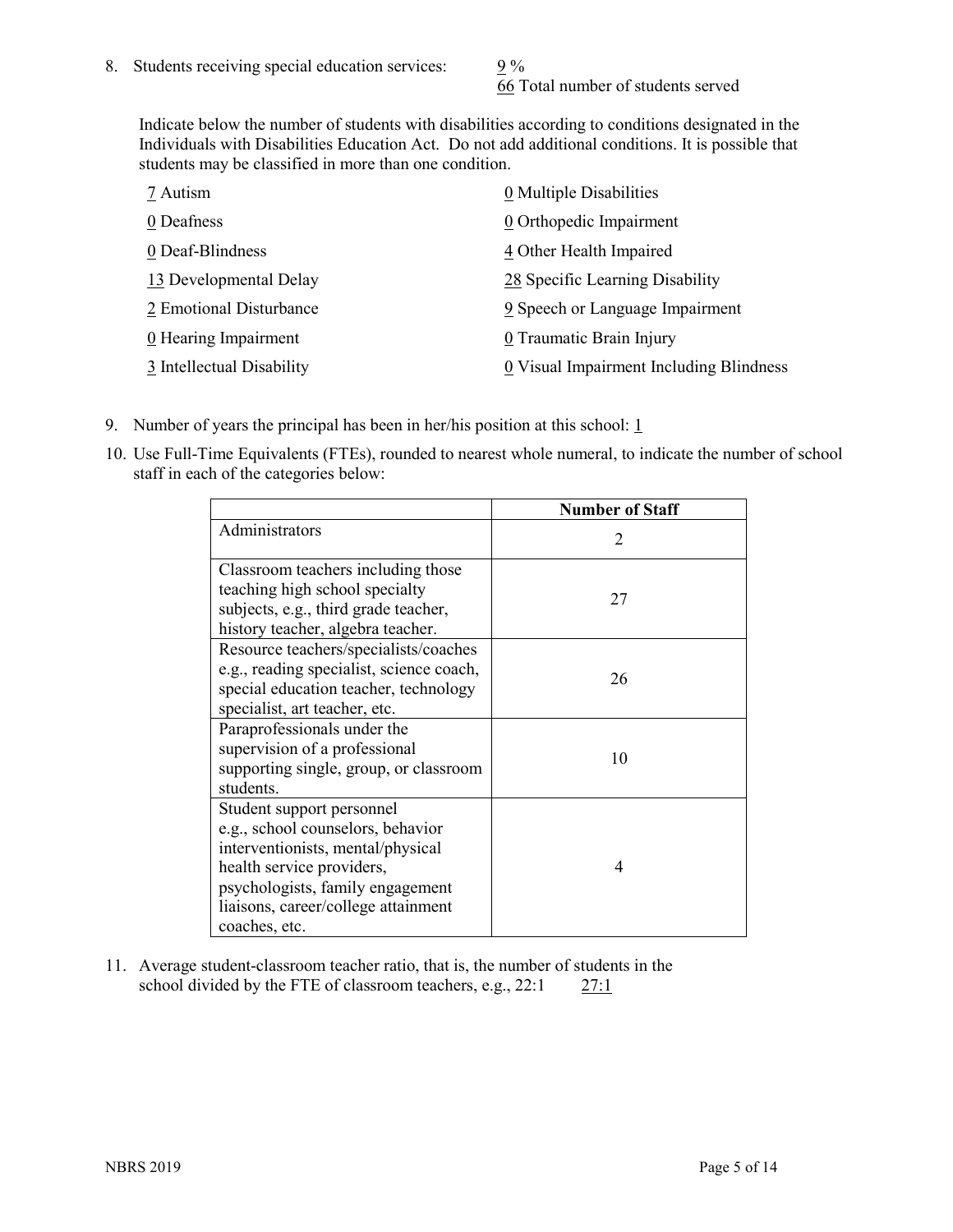8. Students receiving special education services: 9 %
   66 Total number of students served

   Indicate below the number of students with disabilities according to conditions designated in the Individuals with Disabilities Education Act. Do not add additional conditions. It is possible that students may be classified in more than one condition.

   7 Autism
   0 Deafness
   0 Deaf-Blindness
   13 Developmental Delay
   2 Emotional Disturbance
   0 Hearing Impairment
   3 Intellectual Disability
   0 Multiple Disabilities
   0 Orthopedic Impairment
   4 Other Health Impaired
   28 Specific Learning Disability
   9 Speech or Language Impairment
   0 Traumatic Brain Injury
   0 Visual Impairment Including Blindness

9. Number of years the principal has been in her/his position at this school: 1

10. Use Full-Time Equivalents (FTEs), rounded to nearest whole numeral, to indicate the number of school staff in each of the categories below:

| | Number of Staff |
|---|---|
| Administrators | 2 |
| Classroom teachers including those teaching high school specialty subjects, e.g., third grade teacher, history teacher, algebra teacher. | 27 |
| Resource teachers/specialists/coaches e.g., reading specialist, science coach, special education teacher, technology specialist, art teacher, etc. | 26 |
| Paraprofessionals under the supervision of a professional supporting single, group, or classroom students. | 10 |
| Student support personnel e.g., school counselors, behavior interventionists, mental/physical health service providers, psychologists, family engagement liaisons, career/college attainment coaches, etc. | 4 |

11. Average student-classroom teacher ratio, that is, the number of students in the school divided by the FTE of classroom teachers, e.g., 22:1 27:1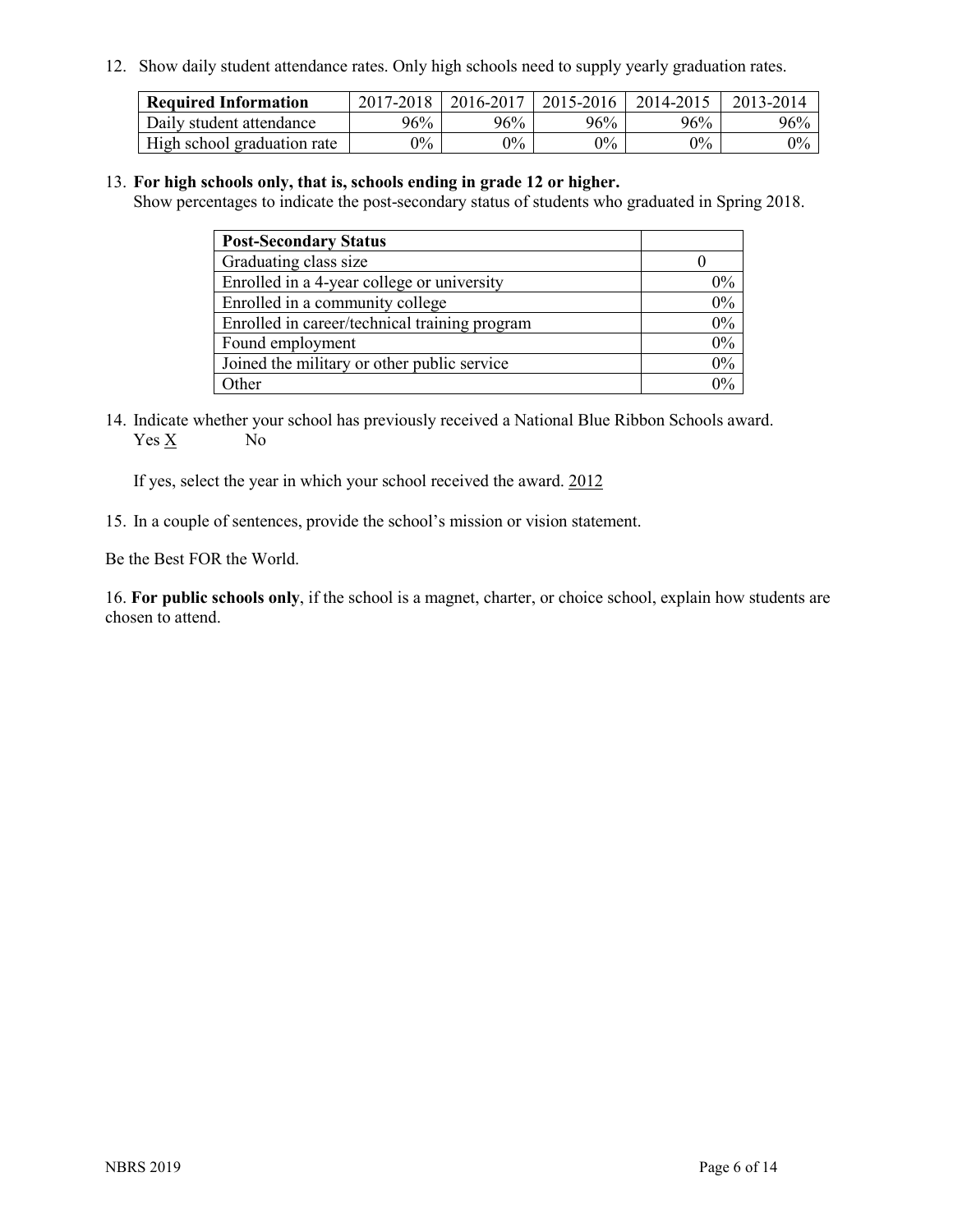12. Show daily student attendance rates. Only high schools need to supply yearly graduation rates.

| Required Information | 2017-2018 | 2016-2017 | 2015-2016 | 2014-2015 | 2013-2014 |
|---|---|---|---|---|---|
| Daily student attendance | 96% | 96% | 96% | 96% | 96% |
| High school graduation rate | 0% | 0% | 0% | 0% | 0% |

13. **For high schools only, that is, schools ending in grade 12 or higher.**
Show percentages to indicate the post-secondary status of students who graduated in Spring 2018.

| Post-Secondary Status | |
|---|---|
| Graduating class size | 0 |
| Enrolled in a 4-year college or university | 0% |
| Enrolled in a community college | 0% |
| Enrolled in career/technical training program | 0% |
| Found employment | 0% |
| Joined the military or other public service | 0% |
| Other | 0% |

14. Indicate whether your school has previously received a National Blue Ribbon Schools award.
Yes X No

If yes, select the year in which your school received the award. 2012

15. In a couple of sentences, provide the school's mission or vision statement.

Be the Best FOR the World.

16. **For public schools only**, if the school is a magnet, charter, or choice school, explain how students are chosen to attend.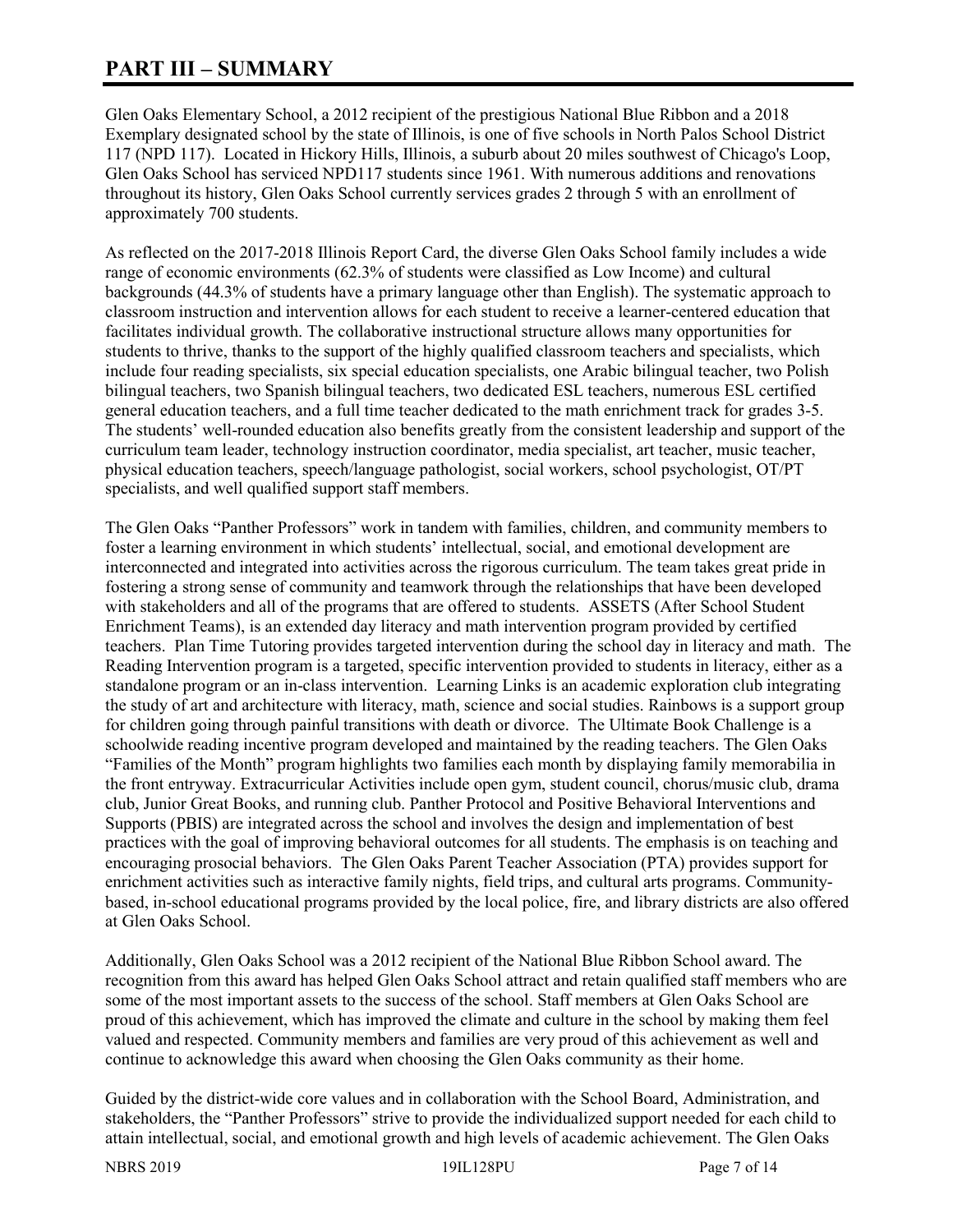# PART III – SUMMARY

Glen Oaks Elementary School, a 2012 recipient of the prestigious National Blue Ribbon and a 2018 Exemplary designated school by the state of Illinois, is one of five schools in North Palos School District 117 (NPD 117). Located in Hickory Hills, Illinois, a suburb about 20 miles southwest of Chicago's Loop, Glen Oaks School has serviced NPD117 students since 1961. With numerous additions and renovations throughout its history, Glen Oaks School currently services grades 2 through 5 with an enrollment of approximately 700 students.

As reflected on the 2017-2018 Illinois Report Card, the diverse Glen Oaks School family includes a wide range of economic environments (62.3% of students were classified as Low Income) and cultural backgrounds (44.3% of students have a primary language other than English). The systematic approach to classroom instruction and intervention allows for each student to receive a learner-centered education that facilitates individual growth. The collaborative instructional structure allows many opportunities for students to thrive, thanks to the support of the highly qualified classroom teachers and specialists, which include four reading specialists, six special education specialists, one Arabic bilingual teacher, two Polish bilingual teachers, two Spanish bilingual teachers, two dedicated ESL teachers, numerous ESL certified general education teachers, and a full time teacher dedicated to the math enrichment track for grades 3-5. The students' well-rounded education also benefits greatly from the consistent leadership and support of the curriculum team leader, technology instruction coordinator, media specialist, art teacher, music teacher, physical education teachers, speech/language pathologist, social workers, school psychologist, OT/PT specialists, and well qualified support staff members.

The Glen Oaks "Panther Professors" work in tandem with families, children, and community members to foster a learning environment in which students' intellectual, social, and emotional development are interconnected and integrated into activities across the rigorous curriculum. The team takes great pride in fostering a strong sense of community and teamwork through the relationships that have been developed with stakeholders and all of the programs that are offered to students. ASSETS (After School Student Enrichment Teams), is an extended day literacy and math intervention program provided by certified teachers. Plan Time Tutoring provides targeted intervention during the school day in literacy and math. The Reading Intervention program is a targeted, specific intervention provided to students in literacy, either as a standalone program or an in-class intervention. Learning Links is an academic exploration club integrating the study of art and architecture with literacy, math, science and social studies. Rainbows is a support group for children going through painful transitions with death or divorce. The Ultimate Book Challenge is a schoolwide reading incentive program developed and maintained by the reading teachers. The Glen Oaks "Families of the Month" program highlights two families each month by displaying family memorabilia in the front entryway. Extracurricular Activities include open gym, student council, chorus/music club, drama club, Junior Great Books, and running club. Panther Protocol and Positive Behavioral Interventions and Supports (PBIS) are integrated across the school and involves the design and implementation of best practices with the goal of improving behavioral outcomes for all students. The emphasis is on teaching and encouraging prosocial behaviors. The Glen Oaks Parent Teacher Association (PTA) provides support for enrichment activities such as interactive family nights, field trips, and cultural arts programs. Community-based, in-school educational programs provided by the local police, fire, and library districts are also offered at Glen Oaks School.

Additionally, Glen Oaks School was a 2012 recipient of the National Blue Ribbon School award. The recognition from this award has helped Glen Oaks School attract and retain qualified staff members who are some of the most important assets to the success of the school. Staff members at Glen Oaks School are proud of this achievement, which has improved the climate and culture in the school by making them feel valued and respected. Community members and families are very proud of this achievement as well and continue to acknowledge this award when choosing the Glen Oaks community as their home.

Guided by the district-wide core values and in collaboration with the School Board, Administration, and stakeholders, the "Panther Professors" strive to provide the individualized support needed for each child to attain intellectual, social, and emotional growth and high levels of academic achievement. The Glen Oaks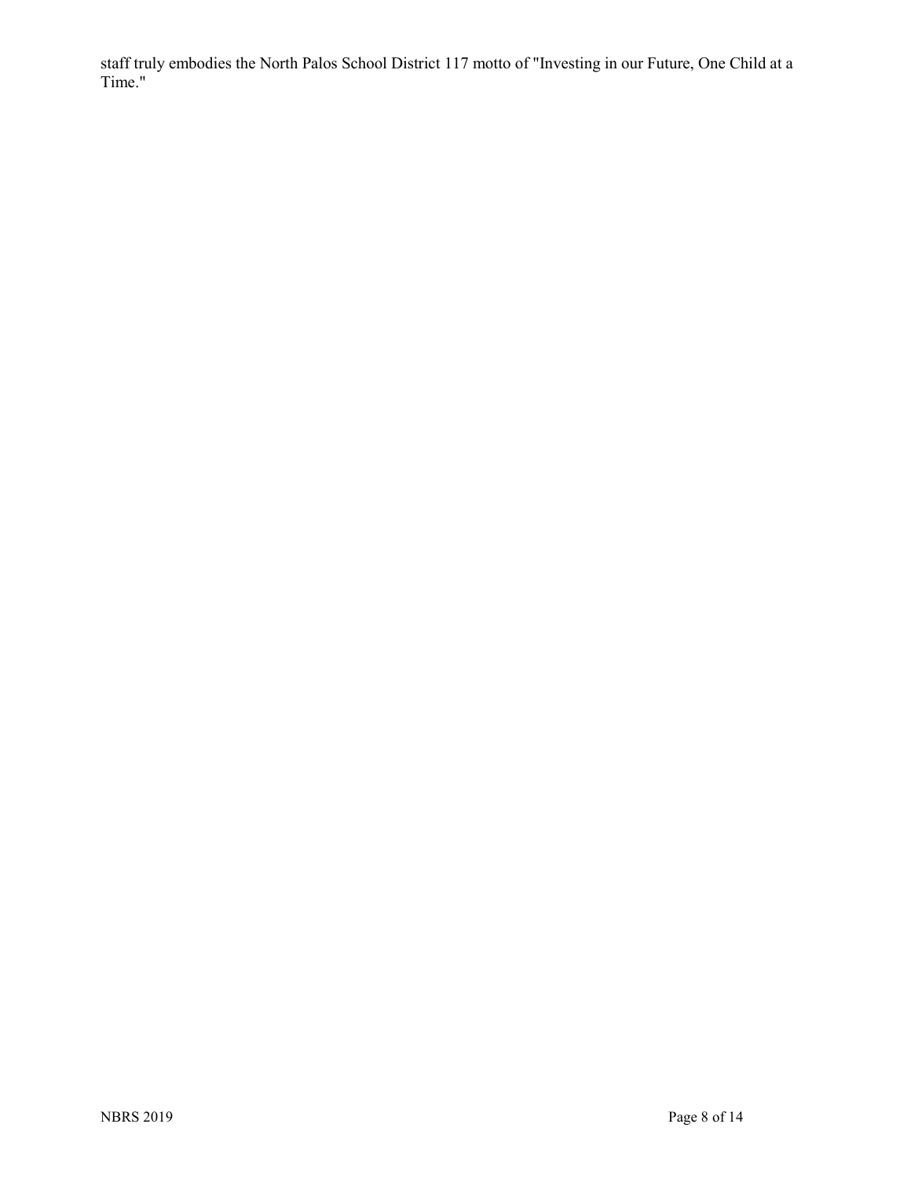staff truly embodies the North Palos School District 117 motto of "Investing in our Future, One Child at a Time."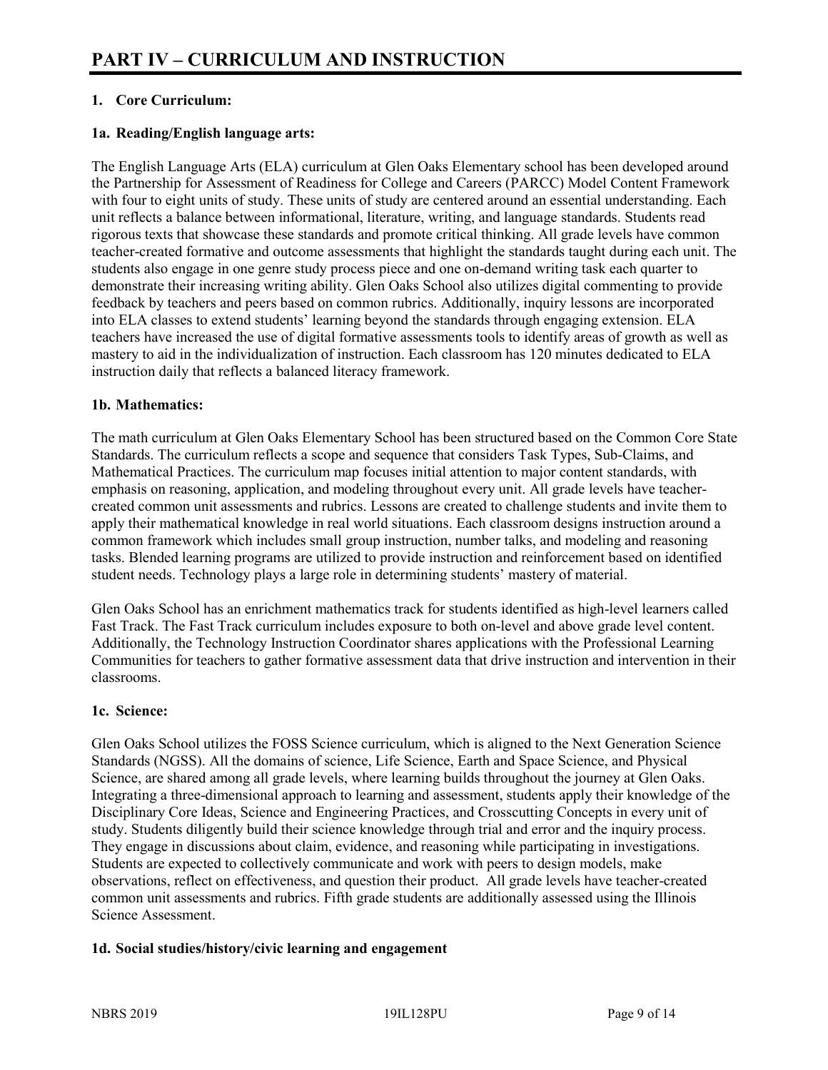# PART IV – CURRICULUM AND INSTRUCTION

### 1. Core Curriculum:

#### 1a. Reading/English language arts:

The English Language Arts (ELA) curriculum at Glen Oaks Elementary school has been developed around the Partnership for Assessment of Readiness for College and Careers (PARCC) Model Content Framework with four to eight units of study. These units of study are centered around an essential understanding. Each unit reflects a balance between informational, literature, writing, and language standards. Students read rigorous texts that showcase these standards and promote critical thinking. All grade levels have common teacher-created formative and outcome assessments that highlight the standards taught during each unit. The students also engage in one genre study process piece and one on-demand writing task each quarter to demonstrate their increasing writing ability. Glen Oaks School also utilizes digital commenting to provide feedback by teachers and peers based on common rubrics. Additionally, inquiry lessons are incorporated into ELA classes to extend students' learning beyond the standards through engaging extension. ELA teachers have increased the use of digital formative assessments tools to identify areas of growth as well as mastery to aid in the individualization of instruction. Each classroom has 120 minutes dedicated to ELA instruction daily that reflects a balanced literacy framework.

#### 1b. Mathematics:

The math curriculum at Glen Oaks Elementary School has been structured based on the Common Core State Standards. The curriculum reflects a scope and sequence that considers Task Types, Sub-Claims, and Mathematical Practices. The curriculum map focuses initial attention to major content standards, with emphasis on reasoning, application, and modeling throughout every unit. All grade levels have teacher-created common unit assessments and rubrics. Lessons are created to challenge students and invite them to apply their mathematical knowledge in real world situations. Each classroom designs instruction around a common framework which includes small group instruction, number talks, and modeling and reasoning tasks. Blended learning programs are utilized to provide instruction and reinforcement based on identified student needs. Technology plays a large role in determining students' mastery of material.

Glen Oaks School has an enrichment mathematics track for students identified as high-level learners called Fast Track. The Fast Track curriculum includes exposure to both on-level and above grade level content. Additionally, the Technology Instruction Coordinator shares applications with the Professional Learning Communities for teachers to gather formative assessment data that drive instruction and intervention in their classrooms.

#### 1c. Science:

Glen Oaks School utilizes the FOSS Science curriculum, which is aligned to the Next Generation Science Standards (NGSS). All the domains of science, Life Science, Earth and Space Science, and Physical Science, are shared among all grade levels, where learning builds throughout the journey at Glen Oaks. Integrating a three-dimensional approach to learning and assessment, students apply their knowledge of the Disciplinary Core Ideas, Science and Engineering Practices, and Crosscutting Concepts in every unit of study. Students diligently build their science knowledge through trial and error and the inquiry process. They engage in discussions about claim, evidence, and reasoning while participating in investigations. Students are expected to collectively communicate and work with peers to design models, make observations, reflect on effectiveness, and question their product. All grade levels have teacher-created common unit assessments and rubrics. Fifth grade students are additionally assessed using the Illinois Science Assessment.

#### 1d. Social studies/history/civic learning and engagement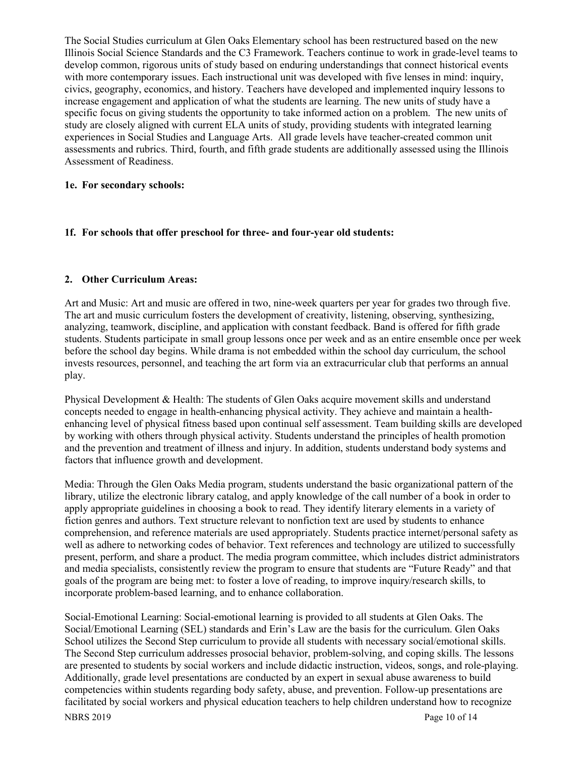The Social Studies curriculum at Glen Oaks Elementary school has been restructured based on the new Illinois Social Science Standards and the C3 Framework. Teachers continue to work in grade-level teams to develop common, rigorous units of study based on enduring understandings that connect historical events with more contemporary issues. Each instructional unit was developed with five lenses in mind: inquiry, civics, geography, economics, and history. Teachers have developed and implemented inquiry lessons to increase engagement and application of what the students are learning. The new units of study have a specific focus on giving students the opportunity to take informed action on a problem. The new units of study are closely aligned with current ELA units of study, providing students with integrated learning experiences in Social Studies and Language Arts. All grade levels have teacher-created common unit assessments and rubrics. Third, fourth, and fifth grade students are additionally assessed using the Illinois Assessment of Readiness.

**1e. For secondary schools:**

**1f. For schools that offer preschool for three- and four-year old students:**

**2. Other Curriculum Areas:**

Art and Music: Art and music are offered in two, nine-week quarters per year for grades two through five. The art and music curriculum fosters the development of creativity, listening, observing, synthesizing, analyzing, teamwork, discipline, and application with constant feedback. Band is offered for fifth grade students. Students participate in small group lessons once per week and as an entire ensemble once per week before the school day begins. While drama is not embedded within the school day curriculum, the school invests resources, personnel, and teaching the art form via an extracurricular club that performs an annual play.

Physical Development & Health: The students of Glen Oaks acquire movement skills and understand concepts needed to engage in health-enhancing physical activity. They achieve and maintain a health-enhancing level of physical fitness based upon continual self assessment. Team building skills are developed by working with others through physical activity. Students understand the principles of health promotion and the prevention and treatment of illness and injury. In addition, students understand body systems and factors that influence growth and development.

Media: Through the Glen Oaks Media program, students understand the basic organizational pattern of the library, utilize the electronic library catalog, and apply knowledge of the call number of a book in order to apply appropriate guidelines in choosing a book to read. They identify literary elements in a variety of fiction genres and authors. Text structure relevant to nonfiction text are used by students to enhance comprehension, and reference materials are used appropriately. Students practice internet/personal safety as well as adhere to networking codes of behavior. Text references and technology are utilized to successfully present, perform, and share a product. The media program committee, which includes district administrators and media specialists, consistently review the program to ensure that students are "Future Ready" and that goals of the program are being met: to foster a love of reading, to improve inquiry/research skills, to incorporate problem-based learning, and to enhance collaboration.

Social-Emotional Learning: Social-emotional learning is provided to all students at Glen Oaks. The Social/Emotional Learning (SEL) standards and Erin's Law are the basis for the curriculum. Glen Oaks School utilizes the Second Step curriculum to provide all students with necessary social/emotional skills. The Second Step curriculum addresses prosocial behavior, problem-solving, and coping skills. The lessons are presented to students by social workers and include didactic instruction, videos, songs, and role-playing. Additionally, grade level presentations are conducted by an expert in sexual abuse awareness to build competencies within students regarding body safety, abuse, and prevention. Follow-up presentations are facilitated by social workers and physical education teachers to help children understand how to recognize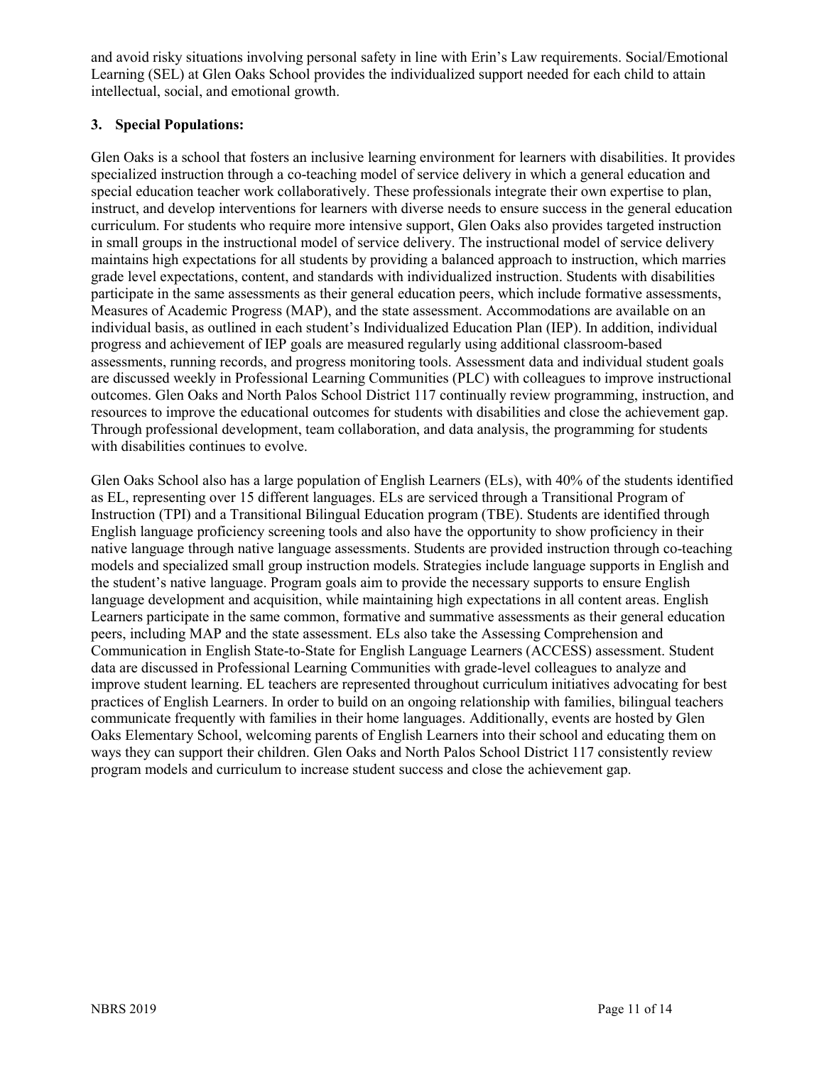and avoid risky situations involving personal safety in line with Erin's Law requirements. Social/Emotional Learning (SEL) at Glen Oaks School provides the individualized support needed for each child to attain intellectual, social, and emotional growth.

### 3. Special Populations:

Glen Oaks is a school that fosters an inclusive learning environment for learners with disabilities. It provides specialized instruction through a co-teaching model of service delivery in which a general education and special education teacher work collaboratively. These professionals integrate their own expertise to plan, instruct, and develop interventions for learners with diverse needs to ensure success in the general education curriculum. For students who require more intensive support, Glen Oaks also provides targeted instruction in small groups in the instructional model of service delivery. The instructional model of service delivery maintains high expectations for all students by providing a balanced approach to instruction, which marries grade level expectations, content, and standards with individualized instruction. Students with disabilities participate in the same assessments as their general education peers, which include formative assessments, Measures of Academic Progress (MAP), and the state assessment. Accommodations are available on an individual basis, as outlined in each student's Individualized Education Plan (IEP). In addition, individual progress and achievement of IEP goals are measured regularly using additional classroom-based assessments, running records, and progress monitoring tools. Assessment data and individual student goals are discussed weekly in Professional Learning Communities (PLC) with colleagues to improve instructional outcomes. Glen Oaks and North Palos School District 117 continually review programming, instruction, and resources to improve the educational outcomes for students with disabilities and close the achievement gap. Through professional development, team collaboration, and data analysis, the programming for students with disabilities continues to evolve.

Glen Oaks School also has a large population of English Learners (ELs), with 40% of the students identified as EL, representing over 15 different languages. ELs are serviced through a Transitional Program of Instruction (TPI) and a Transitional Bilingual Education program (TBE). Students are identified through English language proficiency screening tools and also have the opportunity to show proficiency in their native language through native language assessments. Students are provided instruction through co-teaching models and specialized small group instruction models. Strategies include language supports in English and the student's native language. Program goals aim to provide the necessary supports to ensure English language development and acquisition, while maintaining high expectations in all content areas. English Learners participate in the same common, formative and summative assessments as their general education peers, including MAP and the state assessment. ELs also take the Assessing Comprehension and Communication in English State-to-State for English Language Learners (ACCESS) assessment. Student data are discussed in Professional Learning Communities with grade-level colleagues to analyze and improve student learning. EL teachers are represented throughout curriculum initiatives advocating for best practices of English Learners. In order to build on an ongoing relationship with families, bilingual teachers communicate frequently with families in their home languages. Additionally, events are hosted by Glen Oaks Elementary School, welcoming parents of English Learners into their school and educating them on ways they can support their children. Glen Oaks and North Palos School District 117 consistently review program models and curriculum to increase student success and close the achievement gap.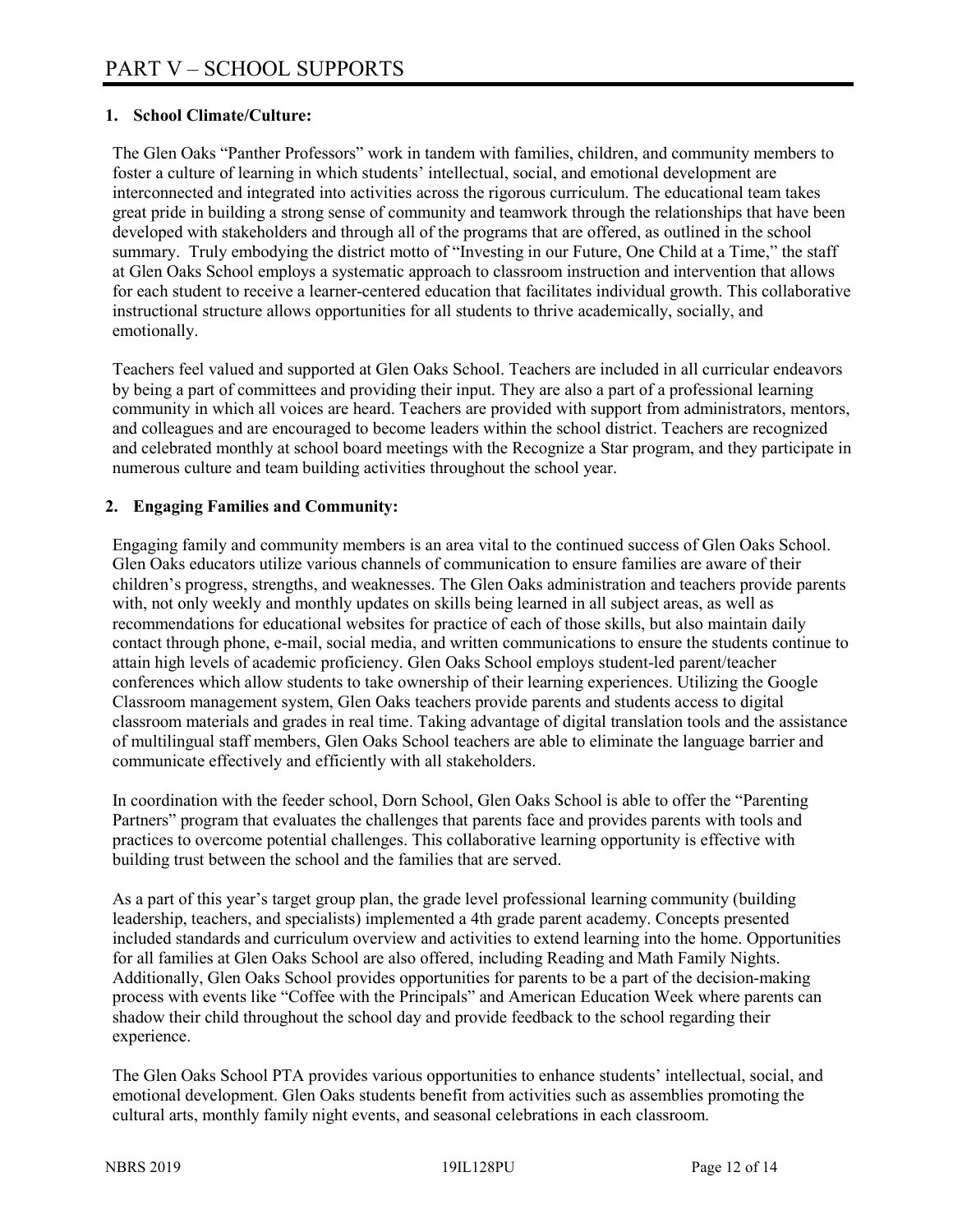# PART V – SCHOOL SUPPORTS

**1. School Climate/Culture:**

The Glen Oaks "Panther Professors" work in tandem with families, children, and community members to foster a culture of learning in which students' intellectual, social, and emotional development are interconnected and integrated into activities across the rigorous curriculum. The educational team takes great pride in building a strong sense of community and teamwork through the relationships that have been developed with stakeholders and through all of the programs that are offered, as outlined in the school summary. Truly embodying the district motto of "Investing in our Future, One Child at a Time," the staff at Glen Oaks School employs a systematic approach to classroom instruction and intervention that allows for each student to receive a learner-centered education that facilitates individual growth. This collaborative instructional structure allows opportunities for all students to thrive academically, socially, and emotionally.

Teachers feel valued and supported at Glen Oaks School. Teachers are included in all curricular endeavors by being a part of committees and providing their input. They are also a part of a professional learning community in which all voices are heard. Teachers are provided with support from administrators, mentors, and colleagues and are encouraged to become leaders within the school district. Teachers are recognized and celebrated monthly at school board meetings with the Recognize a Star program, and they participate in numerous culture and team building activities throughout the school year.

**2. Engaging Families and Community:**

Engaging family and community members is an area vital to the continued success of Glen Oaks School. Glen Oaks educators utilize various channels of communication to ensure families are aware of their children's progress, strengths, and weaknesses. The Glen Oaks administration and teachers provide parents with, not only weekly and monthly updates on skills being learned in all subject areas, as well as recommendations for educational websites for practice of each of those skills, but also maintain daily contact through phone, e-mail, social media, and written communications to ensure the students continue to attain high levels of academic proficiency. Glen Oaks School employs student-led parent/teacher conferences which allow students to take ownership of their learning experiences. Utilizing the Google Classroom management system, Glen Oaks teachers provide parents and students access to digital classroom materials and grades in real time. Taking advantage of digital translation tools and the assistance of multilingual staff members, Glen Oaks School teachers are able to eliminate the language barrier and communicate effectively and efficiently with all stakeholders.

In coordination with the feeder school, Dorn School, Glen Oaks School is able to offer the "Parenting Partners" program that evaluates the challenges that parents face and provides parents with tools and practices to overcome potential challenges. This collaborative learning opportunity is effective with building trust between the school and the families that are served.

As a part of this year's target group plan, the grade level professional learning community (building leadership, teachers, and specialists) implemented a 4th grade parent academy. Concepts presented included standards and curriculum overview and activities to extend learning into the home. Opportunities for all families at Glen Oaks School are also offered, including Reading and Math Family Nights. Additionally, Glen Oaks School provides opportunities for parents to be a part of the decision-making process with events like "Coffee with the Principals" and American Education Week where parents can shadow their child throughout the school day and provide feedback to the school regarding their experience.

The Glen Oaks School PTA provides various opportunities to enhance students' intellectual, social, and emotional development. Glen Oaks students benefit from activities such as assemblies promoting the cultural arts, monthly family night events, and seasonal celebrations in each classroom.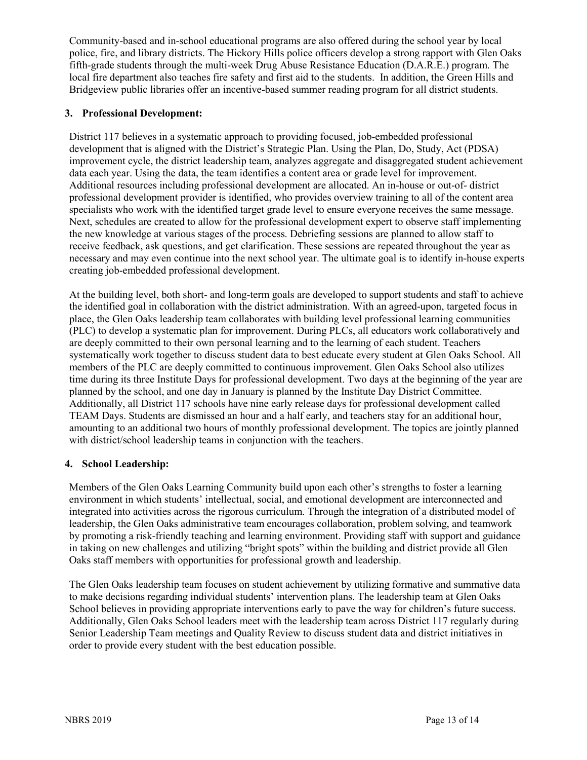Community-based and in-school educational programs are also offered during the school year by local police, fire, and library districts. The Hickory Hills police officers develop a strong rapport with Glen Oaks fifth-grade students through the multi-week Drug Abuse Resistance Education (D.A.R.E.) program. The local fire department also teaches fire safety and first aid to the students. In addition, the Green Hills and Bridgeview public libraries offer an incentive-based summer reading program for all district students.

### 3. Professional Development:

District 117 believes in a systematic approach to providing focused, job-embedded professional development that is aligned with the District's Strategic Plan. Using the Plan, Do, Study, Act (PDSA) improvement cycle, the district leadership team, analyzes aggregate and disaggregated student achievement data each year. Using the data, the team identifies a content area or grade level for improvement. Additional resources including professional development are allocated. An in-house or out-of- district professional development provider is identified, who provides overview training to all of the content area specialists who work with the identified target grade level to ensure everyone receives the same message. Next, schedules are created to allow for the professional development expert to observe staff implementing the new knowledge at various stages of the process. Debriefing sessions are planned to allow staff to receive feedback, ask questions, and get clarification. These sessions are repeated throughout the year as necessary and may even continue into the next school year. The ultimate goal is to identify in-house experts creating job-embedded professional development.

At the building level, both short- and long-term goals are developed to support students and staff to achieve the identified goal in collaboration with the district administration. With an agreed-upon, targeted focus in place, the Glen Oaks leadership team collaborates with building level professional learning communities (PLC) to develop a systematic plan for improvement. During PLCs, all educators work collaboratively and are deeply committed to their own personal learning and to the learning of each student. Teachers systematically work together to discuss student data to best educate every student at Glen Oaks School. All members of the PLC are deeply committed to continuous improvement. Glen Oaks School also utilizes time during its three Institute Days for professional development. Two days at the beginning of the year are planned by the school, and one day in January is planned by the Institute Day District Committee. Additionally, all District 117 schools have nine early release days for professional development called TEAM Days. Students are dismissed an hour and a half early, and teachers stay for an additional hour, amounting to an additional two hours of monthly professional development. The topics are jointly planned with district/school leadership teams in conjunction with the teachers.

### 4. School Leadership:

Members of the Glen Oaks Learning Community build upon each other's strengths to foster a learning environment in which students' intellectual, social, and emotional development are interconnected and integrated into activities across the rigorous curriculum. Through the integration of a distributed model of leadership, the Glen Oaks administrative team encourages collaboration, problem solving, and teamwork by promoting a risk-friendly teaching and learning environment. Providing staff with support and guidance in taking on new challenges and utilizing "bright spots" within the building and district provide all Glen Oaks staff members with opportunities for professional growth and leadership.

The Glen Oaks leadership team focuses on student achievement by utilizing formative and summative data to make decisions regarding individual students' intervention plans. The leadership team at Glen Oaks School believes in providing appropriate interventions early to pave the way for children's future success. Additionally, Glen Oaks School leaders meet with the leadership team across District 117 regularly during Senior Leadership Team meetings and Quality Review to discuss student data and district initiatives in order to provide every student with the best education possible.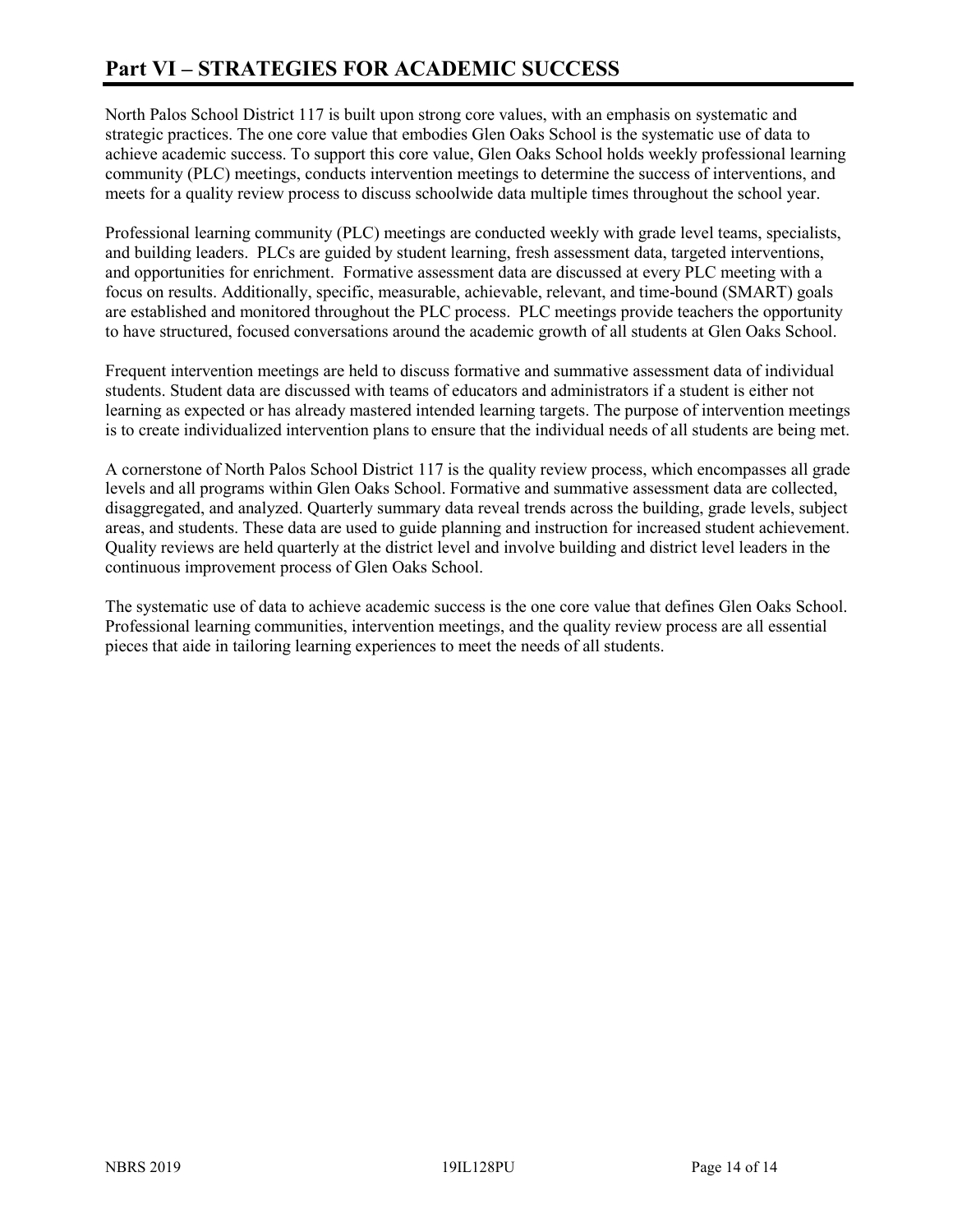# Part VI – STRATEGIES FOR ACADEMIC SUCCESS

North Palos School District 117 is built upon strong core values, with an emphasis on systematic and strategic practices. The one core value that embodies Glen Oaks School is the systematic use of data to achieve academic success. To support this core value, Glen Oaks School holds weekly professional learning community (PLC) meetings, conducts intervention meetings to determine the success of interventions, and meets for a quality review process to discuss schoolwide data multiple times throughout the school year.

Professional learning community (PLC) meetings are conducted weekly with grade level teams, specialists, and building leaders. PLCs are guided by student learning, fresh assessment data, targeted interventions, and opportunities for enrichment. Formative assessment data are discussed at every PLC meeting with a focus on results. Additionally, specific, measurable, achievable, relevant, and time-bound (SMART) goals are established and monitored throughout the PLC process. PLC meetings provide teachers the opportunity to have structured, focused conversations around the academic growth of all students at Glen Oaks School.

Frequent intervention meetings are held to discuss formative and summative assessment data of individual students. Student data are discussed with teams of educators and administrators if a student is either not learning as expected or has already mastered intended learning targets. The purpose of intervention meetings is to create individualized intervention plans to ensure that the individual needs of all students are being met.

A cornerstone of North Palos School District 117 is the quality review process, which encompasses all grade levels and all programs within Glen Oaks School. Formative and summative assessment data are collected, disaggregated, and analyzed. Quarterly summary data reveal trends across the building, grade levels, subject areas, and students. These data are used to guide planning and instruction for increased student achievement. Quality reviews are held quarterly at the district level and involve building and district level leaders in the continuous improvement process of Glen Oaks School.

The systematic use of data to achieve academic success is the one core value that defines Glen Oaks School. Professional learning communities, intervention meetings, and the quality review process are all essential pieces that aide in tailoring learning experiences to meet the needs of all students.